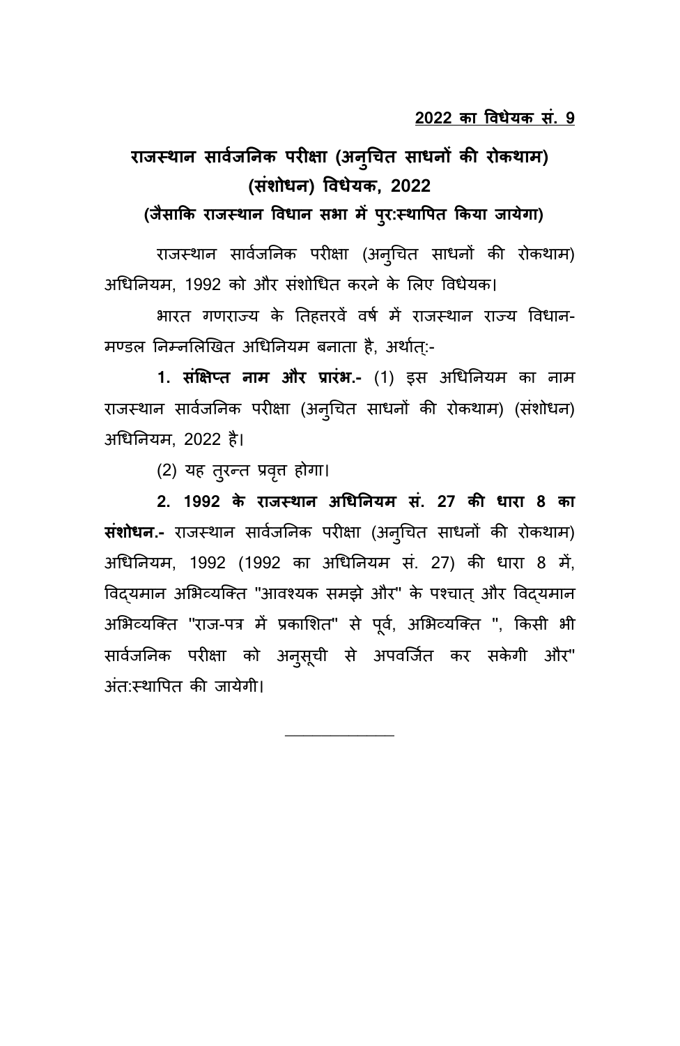**2022 का विधेयक सं. 9**

# राजस्थान सार्वजनिक परीक्षा (अनुचित साधनों की रोकथाम) (संशोधन) विधेयक, 2022

**(जैसाकि राजस्थान विधान सभा में पुर:स्थापित किया जायेगा)**

राजस्थान सार्वजनिक परीक्षा (अनुचित साधनों की रोकथाम) अधिनियम, 1992 को और संशोधित करने के लिए विधेयक।

भारत गणराज्य के तिहत्तरवें वर्ष में राजस्थान राज्य विधान-मण्डल निम्नलिखित अधिनियम बनाता है, अर्थात्:-

**1. संक्षिप्त नाम और प्रारंभ.-** (1) इस अधिनियम का नाम राजस्थान सार्वजनिक परीक्षा (अनुचित साधनों की रोकथाम) (संशोधन) अधिनियम, 2022 है।

(2) यह तुरन्त प्रवृत्त होगा।

**2. 1992 के राजस्थान अधिनियम सं. 27 की धारा 8 का संशोधन.-** राजस्थान सार्वजनिक परीक्षा (अनुचित साधनों की रोकथाम) अधिनियम, 1992 (1992 का अधिनियम सं. 27) की धारा 8 में, विद्यमान अभिव्यक्ति "आवश्यक समझे और" के पश्चात् और विद्यमान अभिव्यक्ति "राज-पत्र में प्रकाशित" से पूर्व, अभिव्यक्ति ", किसी भी सार्वजनिक परीक्षा को अनुसूची से अपवर्जित कर सकेगी और" अंत:स्थापित की जायेगी।

---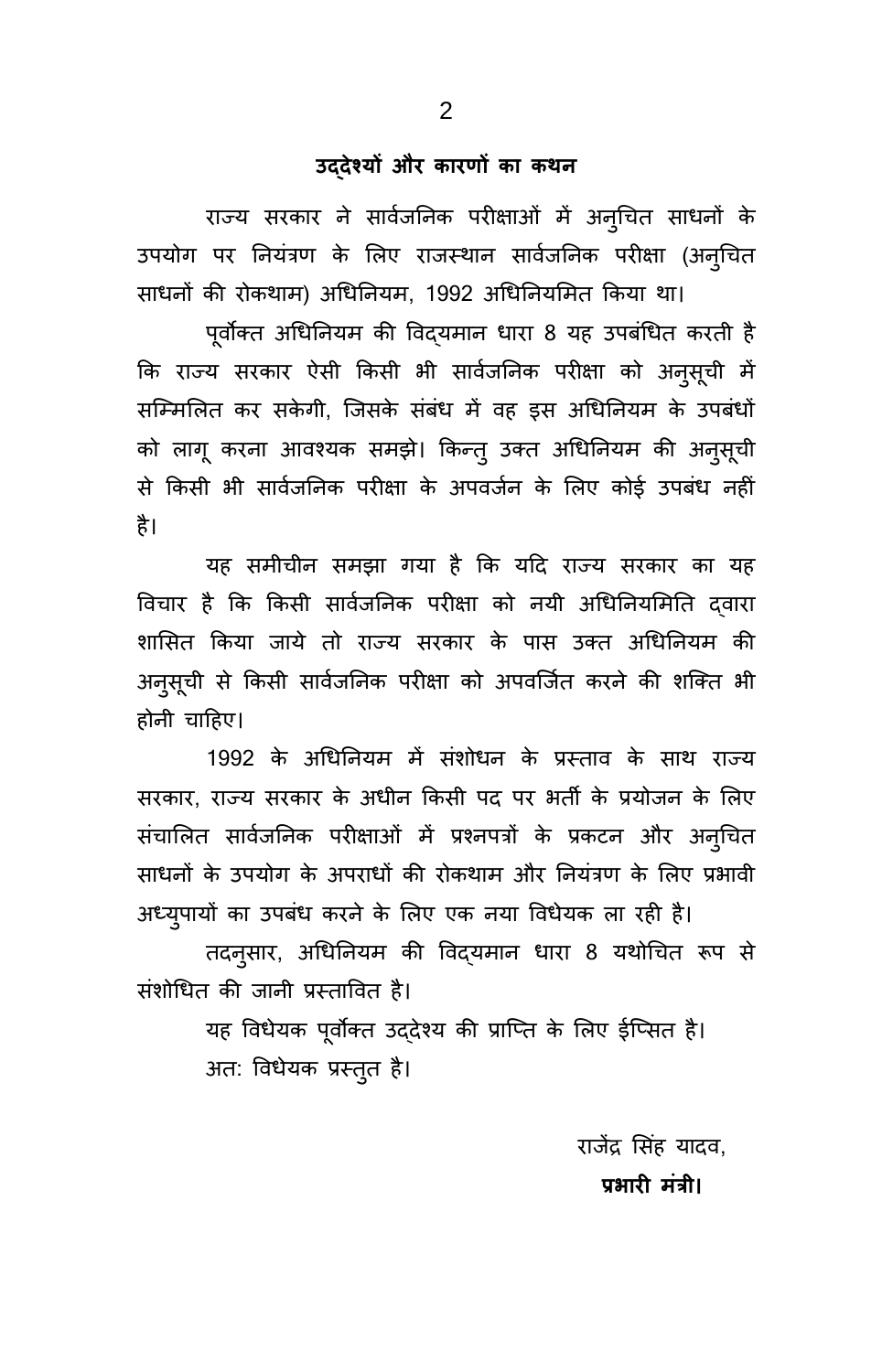## उद्देश्यों और कारणों का कथन

राज्य सरकार ने सार्वजनिक परीक्षाओं में अनुचित साधनों के उपयोग पर नियंत्रण के लिए राजस्थान सार्वजनिक परीक्षा (अनुचित साधनों की रोकथाम) अधिनियम, 1992 अधिनियमित किया था।

पूर्वोक्त अधिनियम की विद्यमान धारा 8 यह उपबंधित करती है कि राज्य सरकार ऐसी किसी भी सार्वजनिक परीक्षा को अनुसूची में सम्मिलित कर सकेगी, जिसके संबंध में वह इस अधिनियम के उपबंधों को लागू करना आवश्यक समझे। किन्तु उक्त अधिनियम की अनुसूची से किसी भी सार्वजनिक परीक्षा के अपवर्जन के लिए कोई उपबंध नहीं है।

यह समीचीन समझा गया है कि यदि राज्य सरकार का यह विचार है कि किसी सार्वजनिक परीक्षा को नयी अधिनियमिति द्वारा शासित किया जाये तो राज्य सरकार के पास उक्त अधिनियम की अनुसूची से किसी सार्वजनिक परीक्षा को अपवर्जित करने की शक्ति भी होनी चाहिए।

1992 के अधिनियम में संशोधन के प्रस्ताव के साथ राज्य सरकार, राज्य सरकार के अधीन किसी पद पर भर्ती के प्रयोजन के लिए संचालित सार्वजनिक परीक्षाओं में प्रश्नपत्रों के प्रकटन और अनुचित साधनों के उपयोग के अपराधों की रोकथाम और नियंत्रण के लिए प्रभावी अध्युपायों का उपबंध करने के लिए एक नया विधेयक ला रही है।

तदनुसार, अधिनियम की विद्यमान धारा 8 यथोचित रूप से संशोधित की जानी प्रस्तावित है।

यह विधेयक पूर्वोक्त उद्देश्य की प्राप्ति के लिए ईप्सित है।

अत: विधेयक प्रस्तुत है।

राजेंद्र सिंह यादव,

**प्रभारी मंत्री।**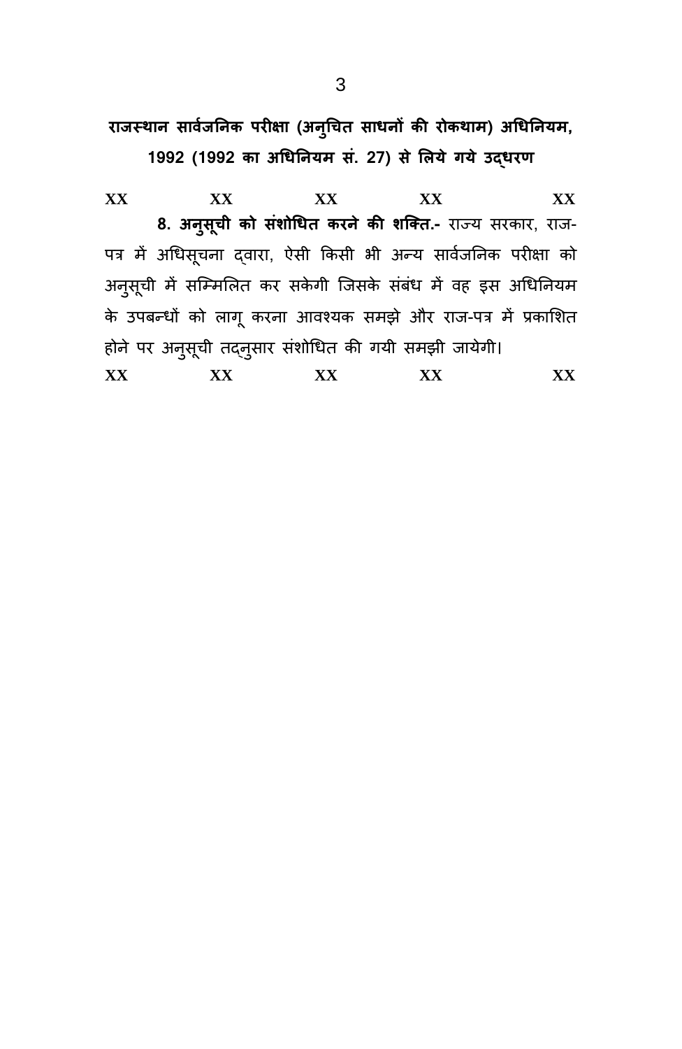## राजस्थान सार्वजनिक परीक्षा (अनुचित साधनों की रोकथाम) अधिनियम, 1992 (1992 का अधिनियम सं. 27) से लिये गये उद्धरण

XX XX XX XX XX

**8. अनुसूची को संशोधित करने की शक्ति.-** राज्य सरकार, राज-पत्र में अधिसूचना द्वारा, ऐसी किसी भी अन्य सार्वजनिक परीक्षा को अनुसूची में सम्मिलित कर सकेगी जिसके संबंध में वह इस अधिनियम के उपबन्धों को लागू करना आवश्यक समझे और राज-पत्र में प्रकाशित होने पर अनुसूची तद्नुसार संशोधित की गयी समझी जायेगी।

XX XX XX XX XX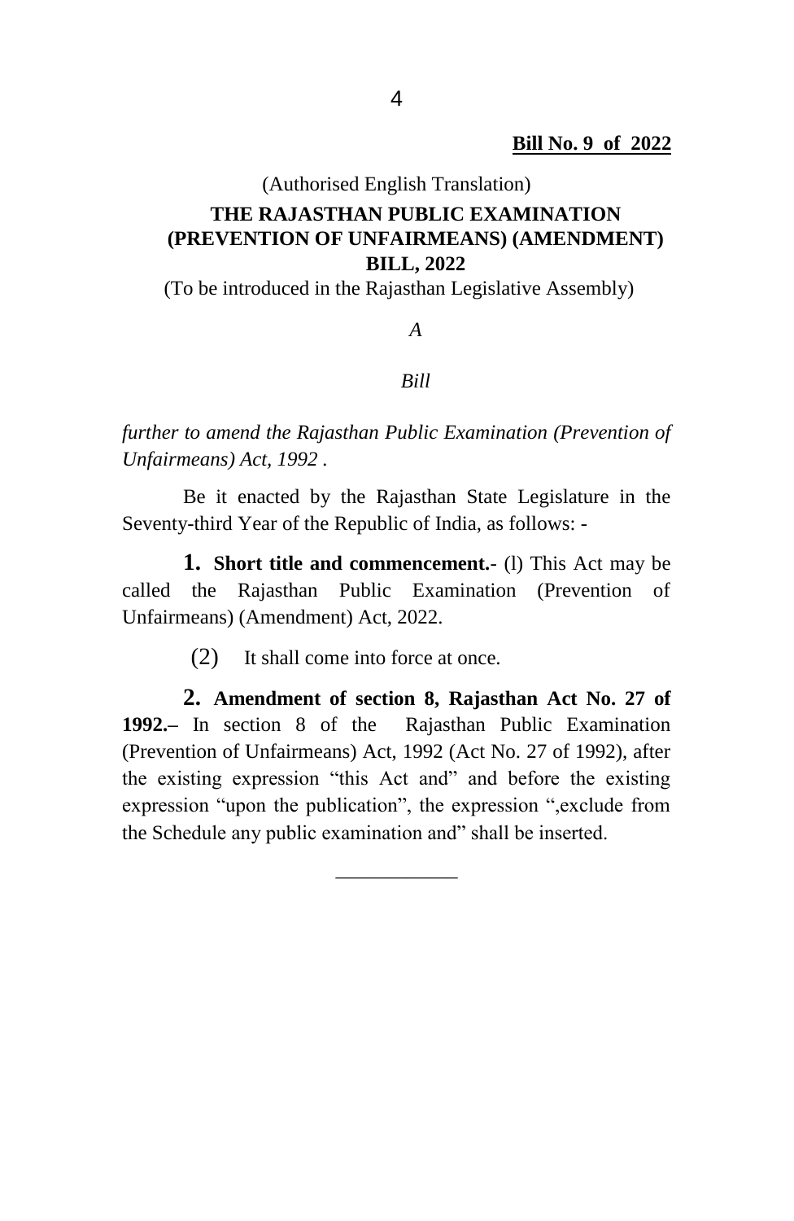**Bill No. 9 of 2022**

(Authorised English Translation)

# THE RAJASTHAN PUBLIC EXAMINATION (PREVENTION OF UNFAIRMEANS) (AMENDMENT) BILL, 2022

(To be introduced in the Rajasthan Legislative Assembly)

*A*

*Bill*

*further to amend the Rajasthan Public Examination (Prevention of Unfairmeans) Act, 1992 .*

Be it enacted by the Rajasthan State Legislature in the Seventy-third Year of the Republic of India, as follows: -

**1. Short title and commencement.**- (l) This Act may be called the Rajasthan Public Examination (Prevention of Unfairmeans) (Amendment) Act, 2022.

(2) It shall come into force at once.

**2. Amendment of section 8, Rajasthan Act No. 27 of 1992.–** In section 8 of the Rajasthan Public Examination (Prevention of Unfairmeans) Act, 1992 (Act No. 27 of 1992), after the existing expression "this Act and" and before the existing expression "upon the publication", the expression ",exclude from the Schedule any public examination and" shall be inserted.

\_\_\_\_\_\_\_\_\_\_\_\_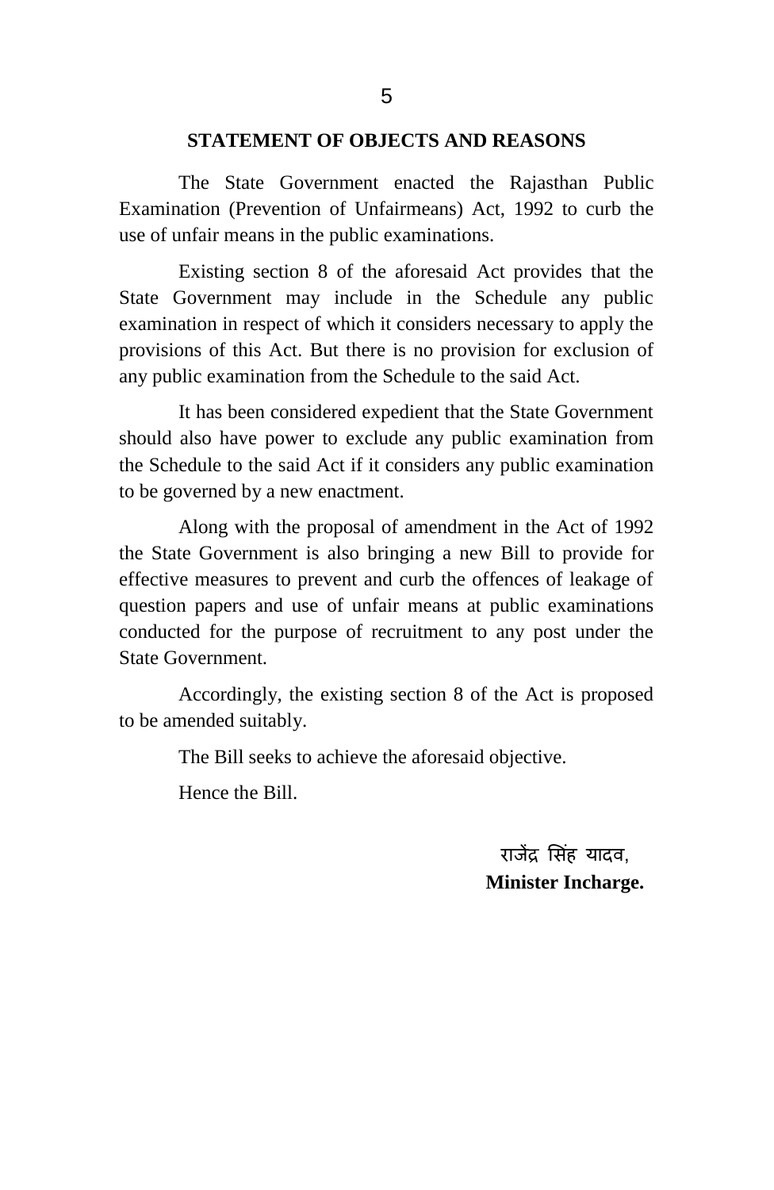## STATEMENT OF OBJECTS AND REASONS

The State Government enacted the Rajasthan Public Examination (Prevention of Unfairmeans) Act, 1992 to curb the use of unfair means in the public examinations.

Existing section 8 of the aforesaid Act provides that the State Government may include in the Schedule any public examination in respect of which it considers necessary to apply the provisions of this Act. But there is no provision for exclusion of any public examination from the Schedule to the said Act.

It has been considered expedient that the State Government should also have power to exclude any public examination from the Schedule to the said Act if it considers any public examination to be governed by a new enactment.

Along with the proposal of amendment in the Act of 1992 the State Government is also bringing a new Bill to provide for effective measures to prevent and curb the offences of leakage of question papers and use of unfair means at public examinations conducted for the purpose of recruitment to any post under the State Government.

Accordingly, the existing section 8 of the Act is proposed to be amended suitably.

The Bill seeks to achieve the aforesaid objective.

Hence the Bill.

राजेंद्र सिंह यादव,
**Minister Incharge.**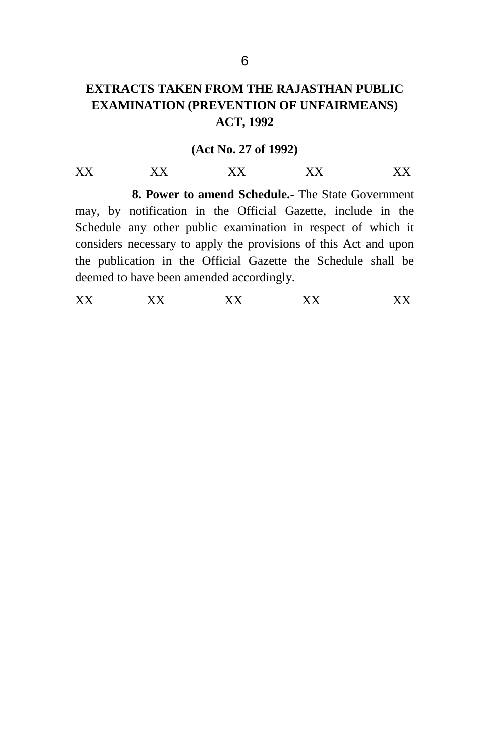## EXTRACTS TAKEN FROM THE RAJASTHAN PUBLIC EXAMINATION (PREVENTION OF UNFAIRMEANS) ACT, 1992

**(Act No. 27 of 1992)**

XX XX XX XX XX

**8. Power to amend Schedule.-** The State Government may, by notification in the Official Gazette, include in the Schedule any other public examination in respect of which it considers necessary to apply the provisions of this Act and upon the publication in the Official Gazette the Schedule shall be deemed to have been amended accordingly.

XX XX XX XX XX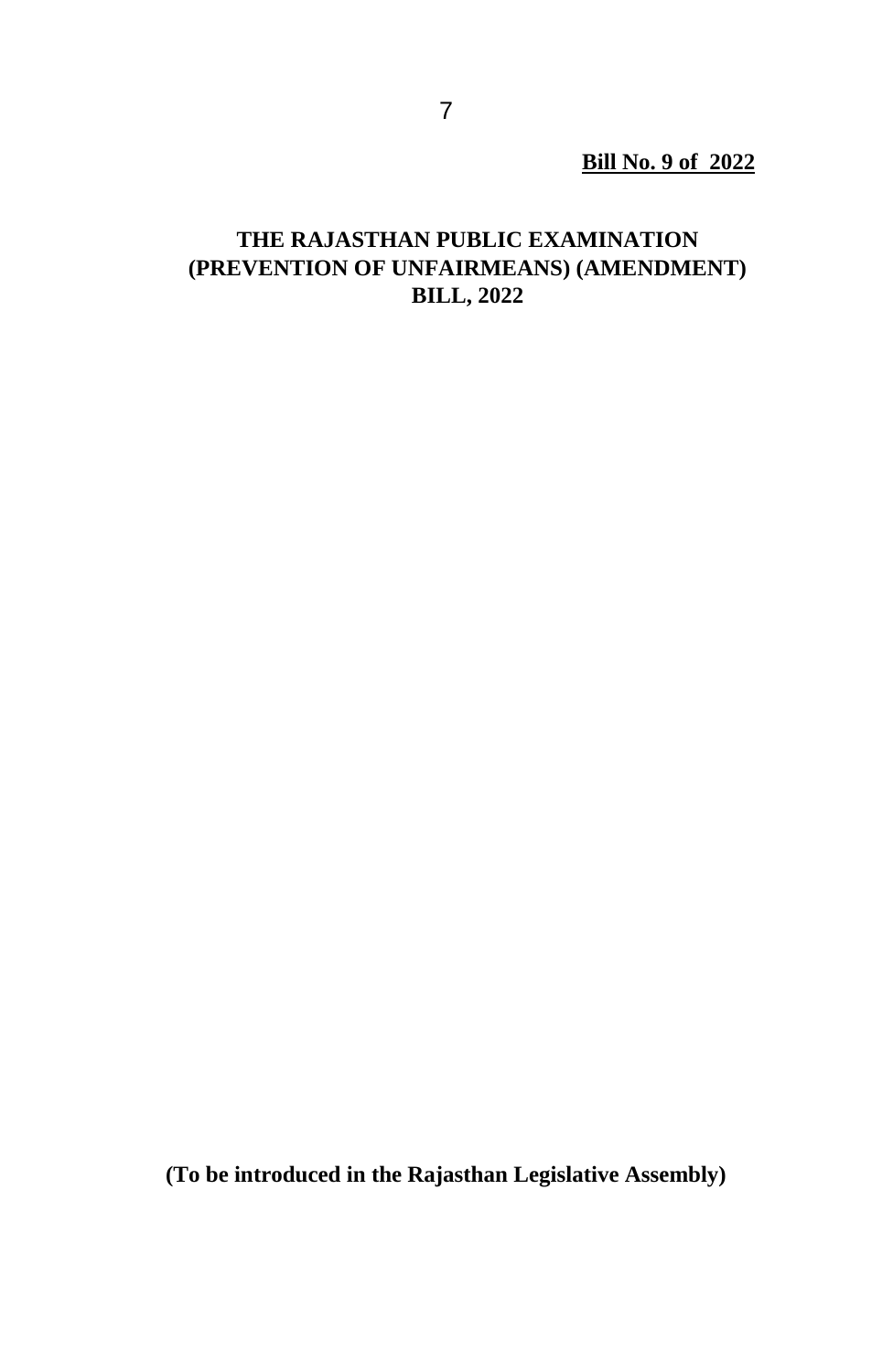**Bill No. 9 of 2022**

# THE RAJASTHAN PUBLIC EXAMINATION (PREVENTION OF UNFAIRMEANS) (AMENDMENT) BILL, 2022

**(To be introduced in the Rajasthan Legislative Assembly)**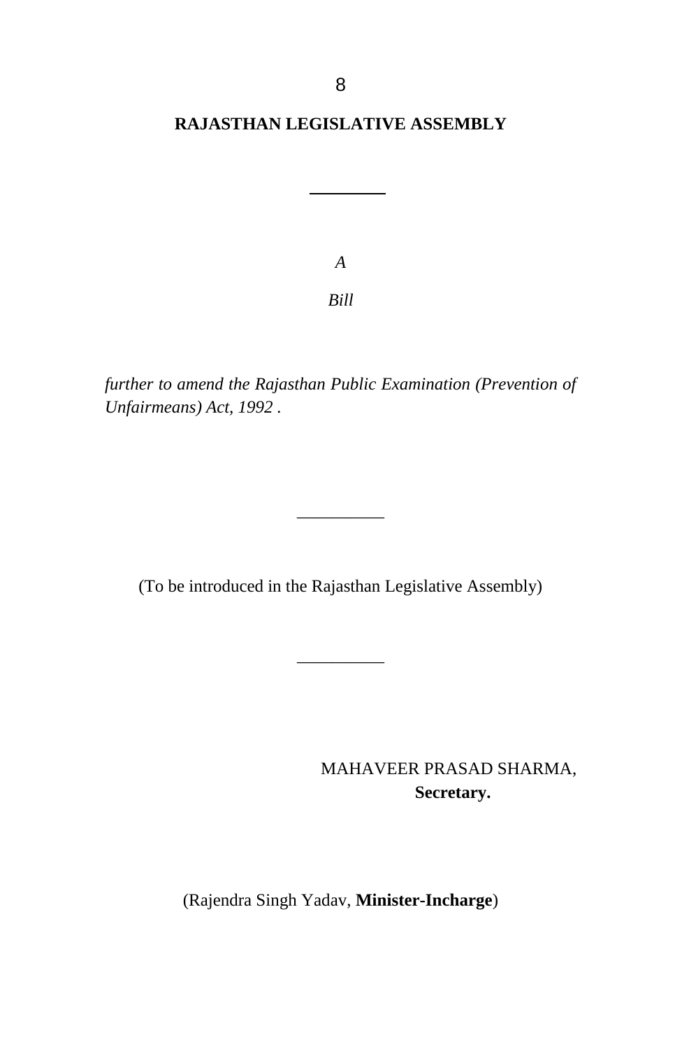**RAJASTHAN LEGISLATIVE ASSEMBLY**

---

*A*

*Bill*

*further to amend the Rajasthan Public Examination (Prevention of Unfairmeans) Act, 1992 .*

---

(To be introduced in the Rajasthan Legislative Assembly)

---

MAHAVEER PRASAD SHARMA,
**Secretary.**

(Rajendra Singh Yadav, **Minister-Incharge**)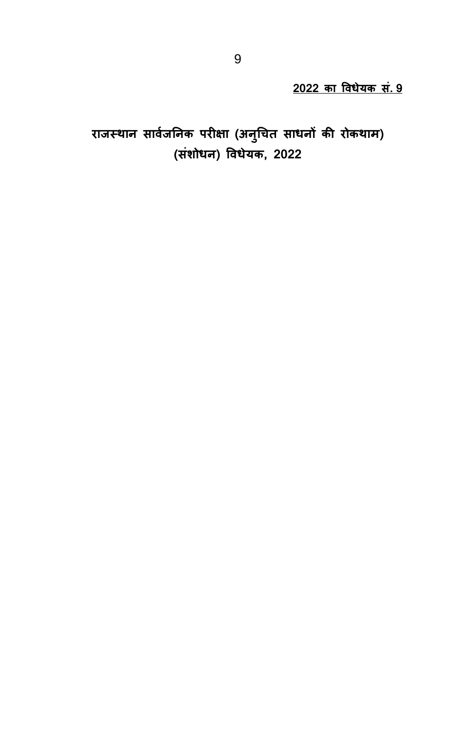**<u>2022 का विधेयक सं. 9</u>**

# राजस्थान सार्वजनिक परीक्षा (अनुचित साधनों की रोकथाम) (संशोधन) विधेयक, 2022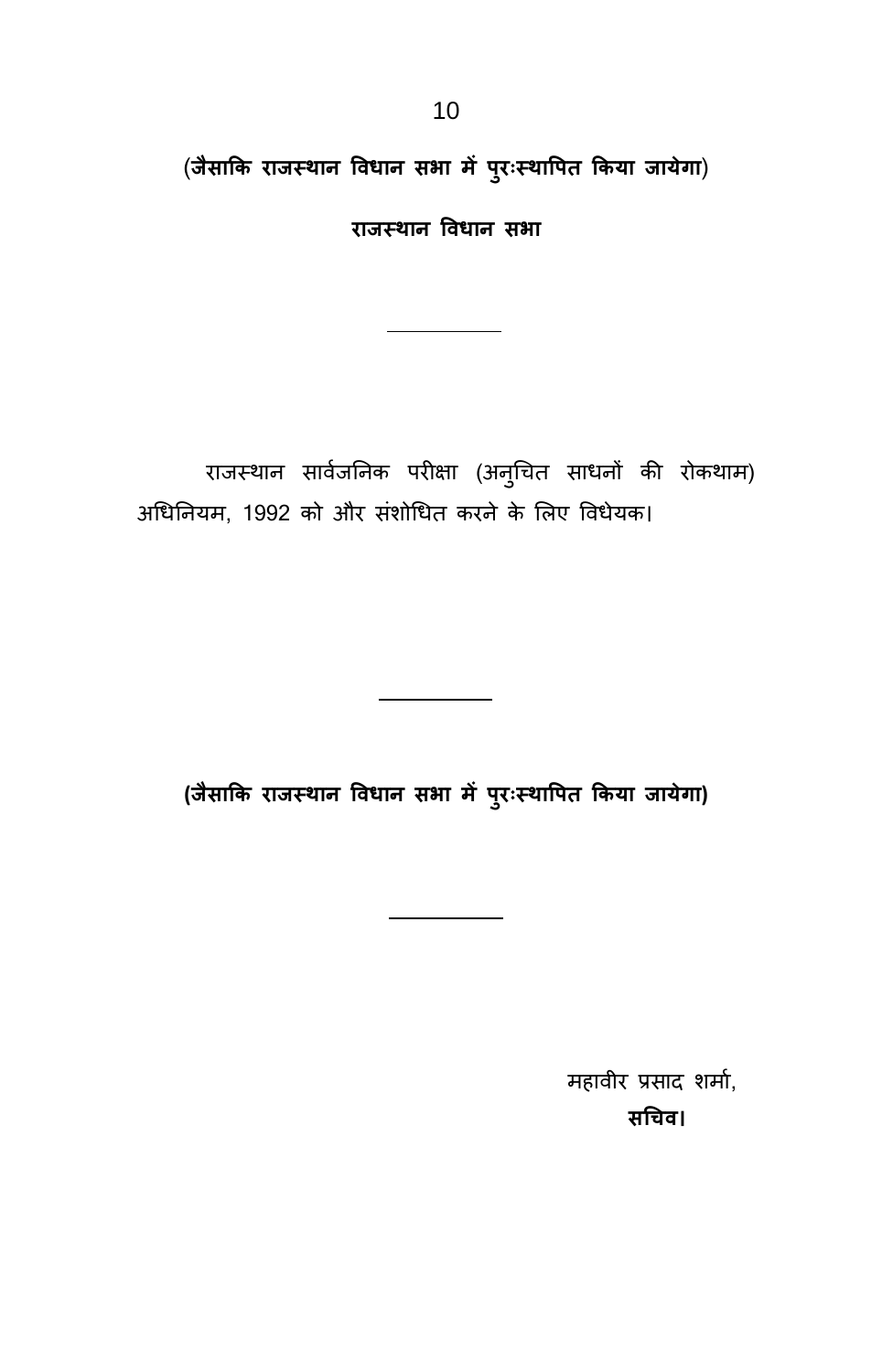**(जैसाकि राजस्थान विधान सभा में पुरःस्थापित किया जायेगा)**

**राजस्थान विधान सभा**

---

राजस्थान सार्वजनिक परीक्षा (अनुचित साधनों की रोकथाम) अधिनियम, 1992 को और संशोधित करने के लिए विधेयक।

---

**(जैसाकि राजस्थान विधान सभा में पुरःस्थापित किया जायेगा)**

---

महावीर प्रसाद शर्मा,
**सचिव।**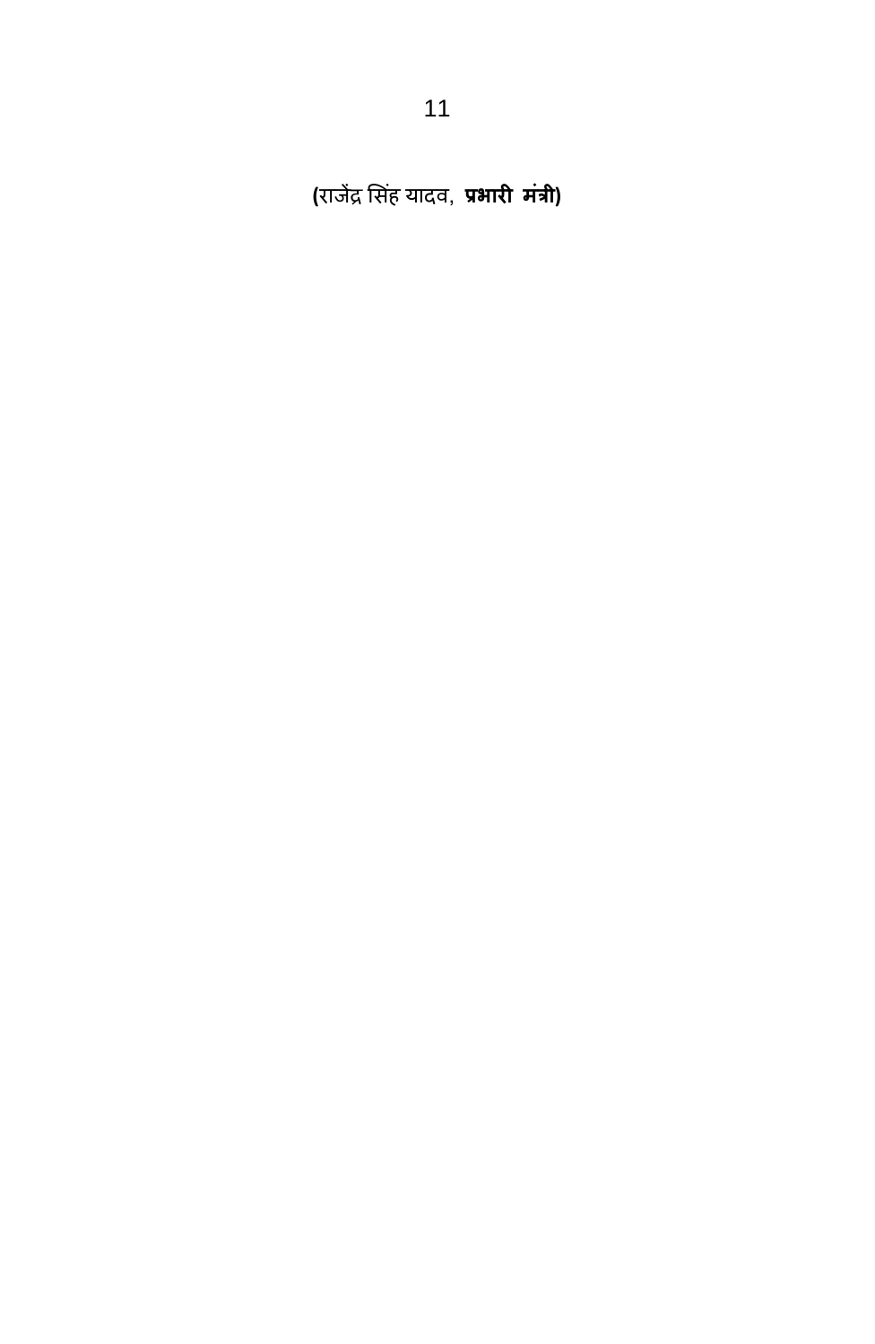(राजेंद्र सिंह यादव, **प्रभारी मंत्री**)